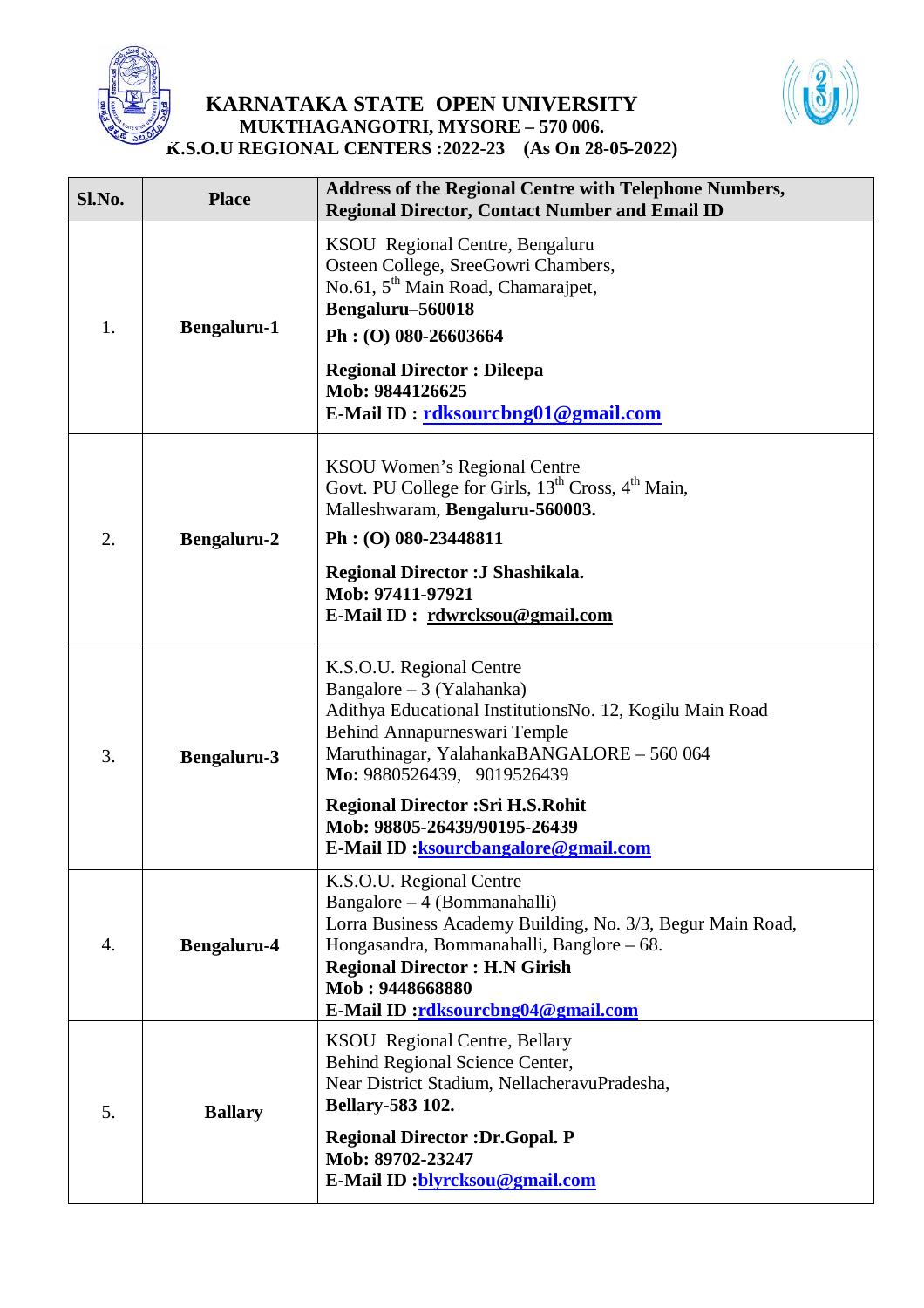# KARNATAKA STATE OPEN UNIVERSITY

## MUKTHAGANGOTRI, MYSORE – 570 006.

## K.S.O.U REGIONAL CENTERS :2022-23 (As On 28-05-2022)

| Sl.No. | Place | Address of the Regional Centre with Telephone Numbers, Regional Director, Contact Number and Email ID |
|---|---|---|
| 1. | **Bengaluru-1** | KSOU Regional Centre, Bengaluru<br>Osteen College, SreeGowri Chambers,<br>No.61, 5th Main Road, Chamarajpet,<br>**Bengaluru–560018**<br>**Ph : (O) 080-26603664**<br>**Regional Director : Dileepa**<br>**Mob: 9844126625**<br>**E-Mail ID : rdksourcbng01@gmail.com** |
| 2. | **Bengaluru-2** | KSOU Women's Regional Centre<br>Govt. PU College for Girls, 13th Cross, 4th Main,<br>Malleshwaram, **Bengaluru-560003.**<br>**Ph : (O) 080-23448811**<br>**Regional Director :J Shashikala.**<br>**Mob: 97411-97921**<br>**E-Mail ID : rdwrcksou@gmail.com** |
| 3. | **Bengaluru-3** | K.S.O.U. Regional Centre<br>Bangalore – 3 (Yalahanka)<br>Adithya Educational InstitutionsNo. 12, Kogilu Main Road<br>Behind Annapurneswari Temple<br>Maruthinagar, YalahankaBANGALORE – 560 064<br>**Mo:** 9880526439, 9019526439<br>**Regional Director :Sri H.S.Rohit**<br>**Mob: 98805-26439/90195-26439**<br>**E-Mail ID :ksourcbangalore@gmail.com** |
| 4. | **Bengaluru-4** | K.S.O.U. Regional Centre<br>Bangalore – 4 (Bommanahalli)<br>Lorra Business Academy Building, No. 3/3, Begur Main Road,<br>Hongasandra, Bommanahalli, Banglore – 68.<br>**Regional Director : H.N Girish**<br>**Mob : 9448668880**<br>**E-Mail ID :rdksourcbng04@gmail.com** |
| 5. | **Ballary** | KSOU Regional Centre, Bellary<br>Behind Regional Science Center,<br>Near District Stadium, NellacheravuPradesha,<br>**Bellary-583 102.**<br>**Regional Director :Dr.Gopal. P**<br>**Mob: 89702-23247**<br>**E-Mail ID :blyrcksou@gmail.com** |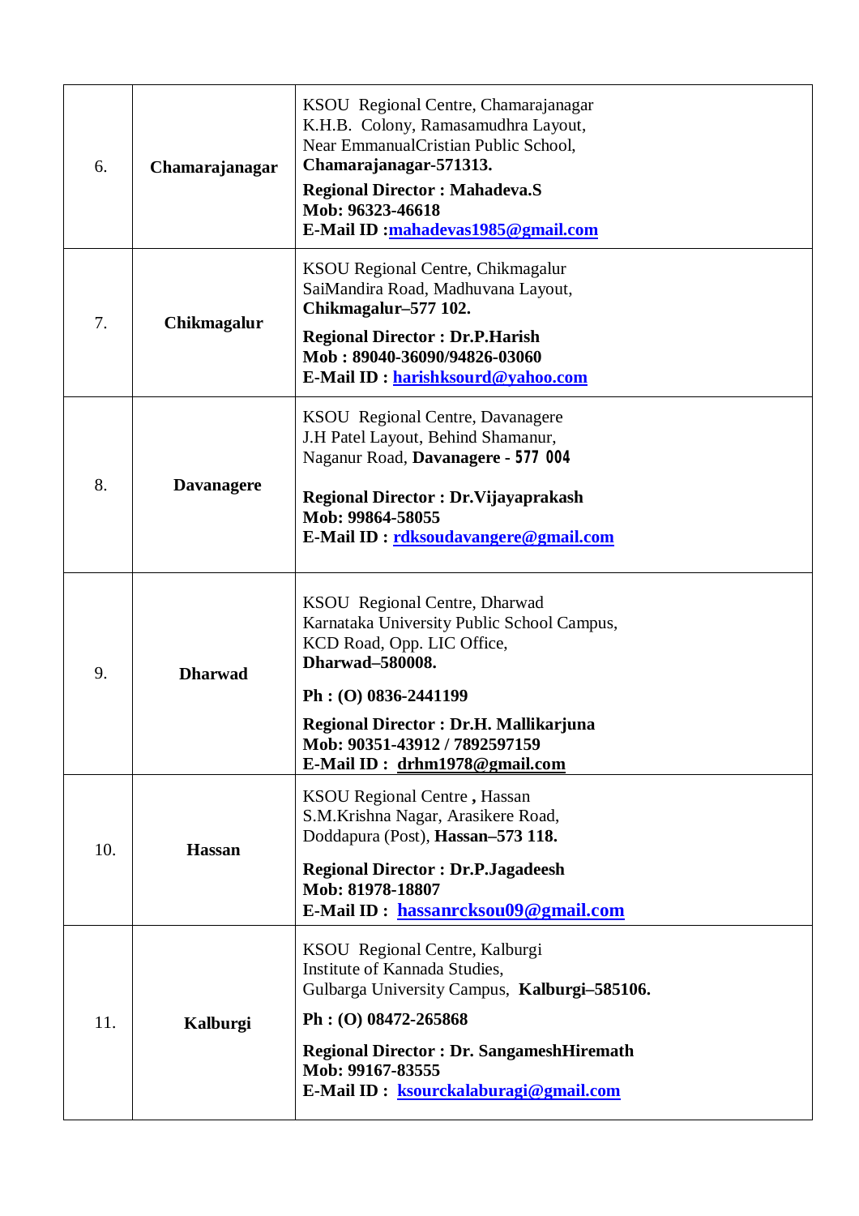| | | |
|---|---|---|
| 6. | **Chamarajanagar** | KSOU Regional Centre, Chamarajanagar<br>K.H.B. Colony, Ramasamudhra Layout,<br>Near EmmanualCristian Public School,<br>**Chamarajanagar-571313.**<br>**Regional Director : Mahadeva.S**<br>**Mob: 96323-46618**<br>**E-Mail ID :mahadevas1985@gmail.com** |
| 7. | **Chikmagalur** | KSOU Regional Centre, Chikmagalur<br>SaiMandira Road, Madhuvana Layout,<br>**Chikmagalur–577 102.**<br>**Regional Director : Dr.P.Harish**<br>**Mob : 89040-36090/94826-03060**<br>**E-Mail ID : harishksourd@yahoo.com** |
| 8. | **Davanagere** | KSOU Regional Centre, Davanagere<br>J.H Patel Layout, Behind Shamanur,<br>Naganur Road, **Davanagere - 577 004**<br>**Regional Director : Dr.Vijayaprakash**<br>**Mob: 99864-58055**<br>**E-Mail ID : rdksoudavangere@gmail.com** |
| 9. | **Dharwad** | KSOU Regional Centre, Dharwad<br>Karnataka University Public School Campus,<br>KCD Road, Opp. LIC Office,<br>**Dharwad–580008.**<br>**Ph : (O) 0836-2441199**<br>**Regional Director : Dr.H. Mallikarjuna**<br>**Mob: 90351-43912 / 7892597159**<br>**E-Mail ID : drhm1978@gmail.com** |
| 10. | **Hassan** | KSOU Regional Centre **,** Hassan<br>S.M.Krishna Nagar, Arasikere Road,<br>Doddapura (Post), **Hassan–573 118.**<br>**Regional Director : Dr.P.Jagadeesh**<br>**Mob: 81978-18807**<br>**E-Mail ID : hassanrcksou09@gmail.com** |
| 11. | **Kalburgi** | KSOU Regional Centre, Kalburgi<br>Institute of Kannada Studies,<br>Gulbarga University Campus, **Kalburgi–585106.**<br>**Ph : (O) 08472-265868**<br>**Regional Director : Dr. SangameshHiremath**<br>**Mob: 99167-83555**<br>**E-Mail ID : ksourckalaburagi@gmail.com** |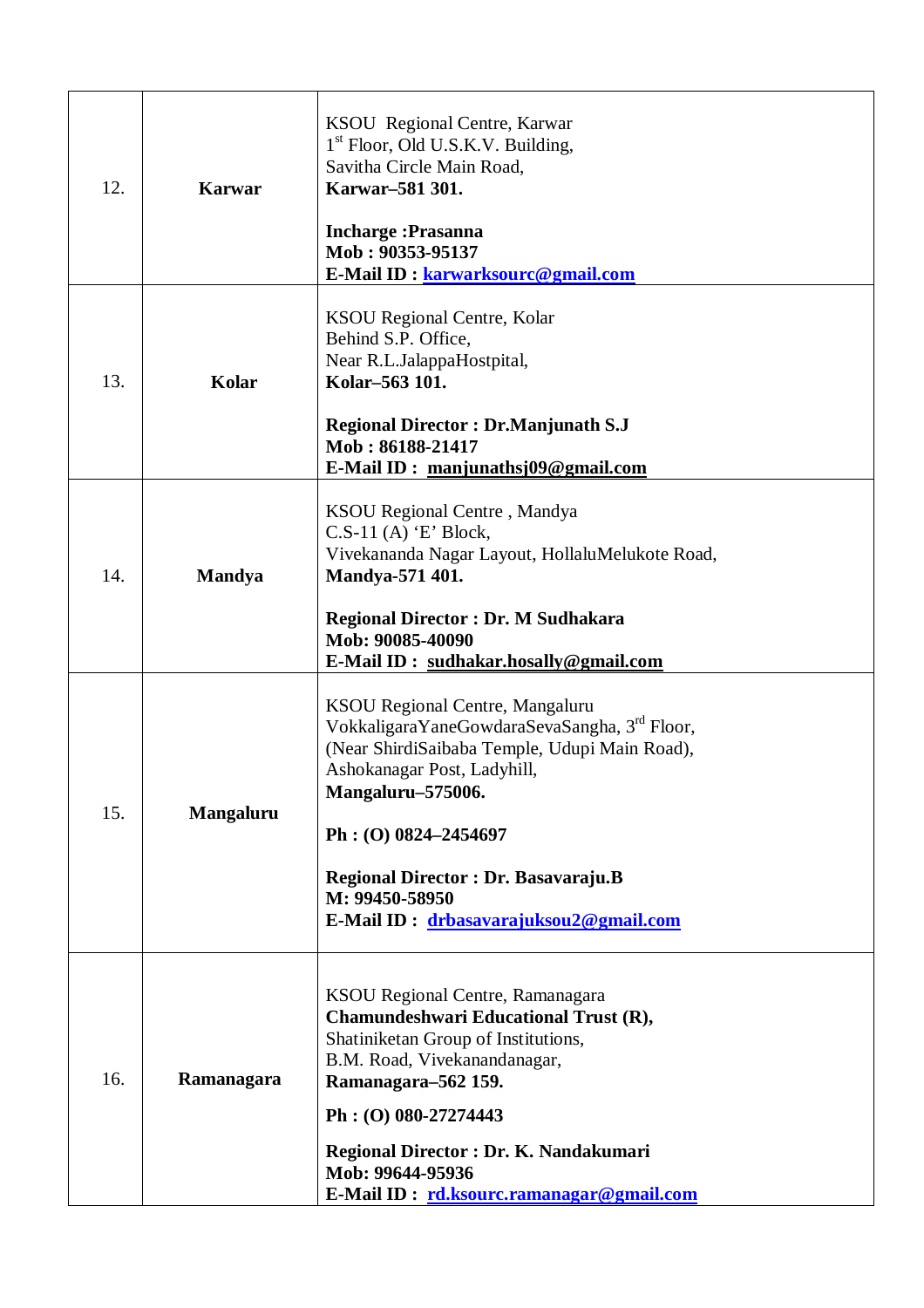| | | |
|---|---|---|
| 12. | **Karwar** | KSOU Regional Centre, Karwar<br>1st Floor, Old U.S.K.V. Building,<br>Savitha Circle Main Road,<br>**Karwar–581 301.**<br><br>**Incharge :Prasanna**<br>**Mob : 90353-95137**<br>**E-Mail ID : karwarksourc@gmail.com** |
| 13. | **Kolar** | KSOU Regional Centre, Kolar<br>Behind S.P. Office,<br>Near R.L.JalappaHostpital,<br>**Kolar–563 101.**<br><br>**Regional Director : Dr.Manjunath S.J**<br>**Mob : 86188-21417**<br>**E-Mail ID : manjunathsj09@gmail.com** |
| 14. | **Mandya** | KSOU Regional Centre , Mandya<br>C.S-11 (A) 'E' Block,<br>Vivekananda Nagar Layout, HollaluMelukote Road,<br>**Mandya-571 401.**<br><br>**Regional Director : Dr. M Sudhakara**<br>**Mob: 90085-40090**<br>**E-Mail ID : sudhakar.hosally@gmail.com** |
| 15. | **Mangaluru** | KSOU Regional Centre, Mangaluru<br>VokkaligaraYaneGowdaraSevaSangha, 3rd Floor,<br>(Near ShirdiSaibaba Temple, Udupi Main Road),<br>Ashokanagar Post, Ladyhill,<br>**Mangaluru–575006.**<br><br>**Ph : (O) 0824–2454697**<br><br>**Regional Director : Dr. Basavaraju.B**<br>**M: 99450-58950**<br>**E-Mail ID : drbasavarajuksou2@gmail.com** |
| 16. | **Ramanagara** | KSOU Regional Centre, Ramanagara<br>**Chamundeshwari Educational Trust (R),**<br>Shatiniketan Group of Institutions,<br>B.M. Road, Vivekanandanagar,<br>**Ramanagara–562 159.**<br><br>**Ph : (O) 080-27274443**<br><br>**Regional Director : Dr. K. Nandakumari**<br>**Mob: 99644-95936**<br>**E-Mail ID : rd.ksourc.ramanagar@gmail.com** |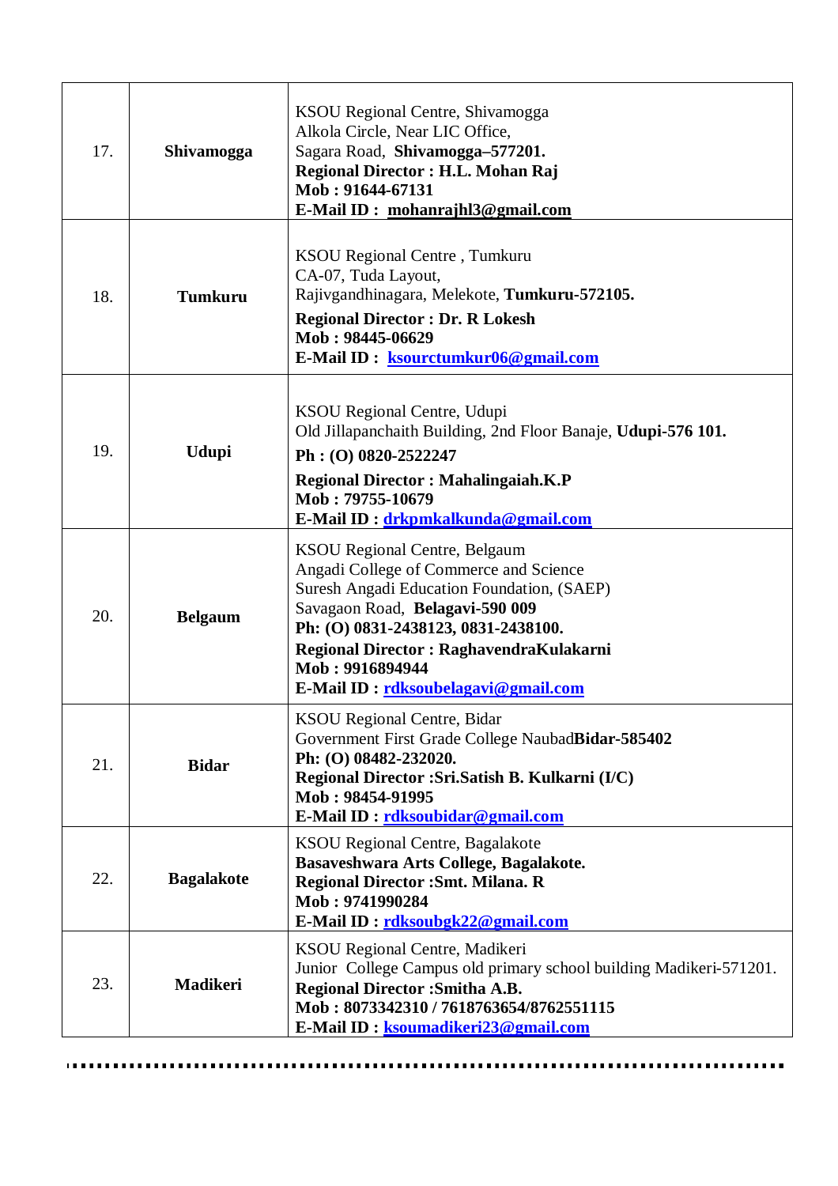| | | |
|---|---|---|
| 17. | **Shivamogga** | KSOU Regional Centre, Shivamogga<br>Alkola Circle, Near LIC Office,<br>Sagara Road, **Shivamogga–577201.**<br>**Regional Director : H.L. Mohan Raj**<br>**Mob : 91644-67131**<br>**E-Mail ID : mohanrajhl3@gmail.com** |
| 18. | **Tumkuru** | KSOU Regional Centre , Tumkuru<br>CA-07, Tuda Layout,<br>Rajivgandhinagara, Melekote, **Tumkuru-572105.**<br>**Regional Director : Dr. R Lokesh**<br>**Mob : 98445-06629**<br>**E-Mail ID : ksourctumkur06@gmail.com** |
| 19. | **Udupi** | KSOU Regional Centre, Udupi<br>Old Jillapanchaith Building, 2nd Floor Banaje, **Udupi-576 101.**<br>**Ph : (O) 0820-2522247**<br>**Regional Director : Mahalingaiah.K.P**<br>**Mob : 79755-10679**<br>**E-Mail ID : drkpmkalkunda@gmail.com** |
| 20. | **Belgaum** | KSOU Regional Centre, Belgaum<br>Angadi College of Commerce and Science<br>Suresh Angadi Education Foundation, (SAEP)<br>Savagaon Road, **Belagavi-590 009**<br>**Ph: (O) 0831-2438123, 0831-2438100.**<br>**Regional Director : RaghavendraKulakarni**<br>**Mob : 9916894944**<br>**E-Mail ID : rdksoubelagavi@gmail.com** |
| 21. | **Bidar** | KSOU Regional Centre, Bidar<br>Government First Grade College Naubad**Bidar-585402**<br>**Ph: (O) 08482-232020.**<br>**Regional Director :Sri.Satish B. Kulkarni (I/C)**<br>**Mob : 98454-91995**<br>**E-Mail ID : rdksoubidar@gmail.com** |
| 22. | **Bagalakote** | KSOU Regional Centre, Bagalakote<br>**Basaveshwara Arts College, Bagalakote.**<br>**Regional Director :Smt. Milana. R**<br>**Mob : 9741990284**<br>**E-Mail ID : rdksoubgk22@gmail.com** |
| 23. | **Madikeri** | KSOU Regional Centre, Madikeri<br>Junior College Campus old primary school building Madikeri-571201.<br>**Regional Director :Smitha A.B.**<br>**Mob : 8073342310 / 7618763654/8762551115**<br>**E-Mail ID : ksoumadikeri23@gmail.com** |